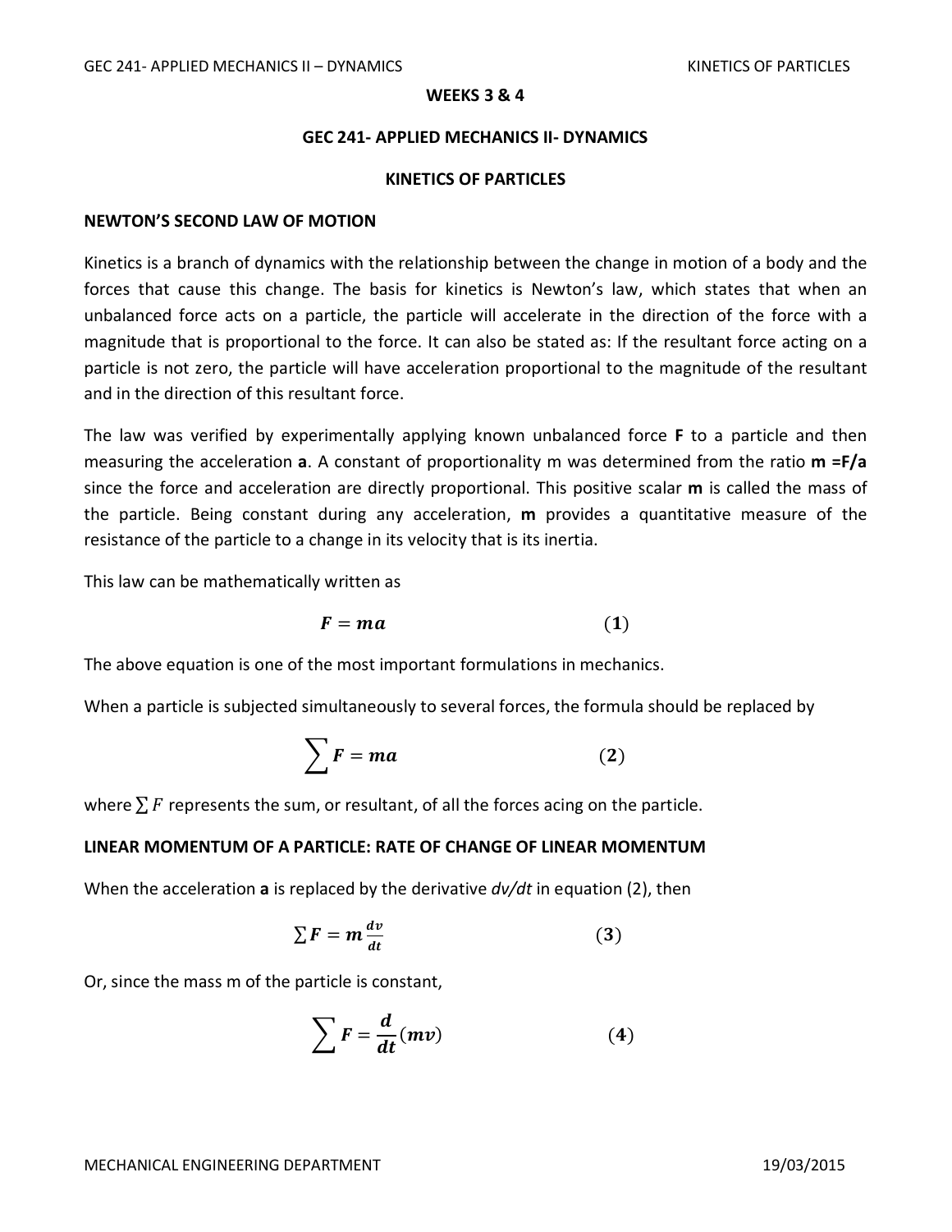**WEEKS 3 & 4**

## GEC 241- APPLIED MECHANICS II- DYNAMICS

## KINETICS OF PARTICLES

### NEWTON'S SECOND LAW OF MOTION

Kinetics is a branch of dynamics with the relationship between the change in motion of a body and the forces that cause this change. The basis for kinetics is Newton's law, which states that when an unbalanced force acts on a particle, the particle will accelerate in the direction of the force with a magnitude that is proportional to the force. It can also be stated as: If the resultant force acting on a particle is not zero, the particle will have acceleration proportional to the magnitude of the resultant and in the direction of this resultant force.

The law was verified by experimentally applying known unbalanced force **F** to a particle and then measuring the acceleration **a**. A constant of proportionality m was determined from the ratio **m =F/a** since the force and acceleration are directly proportional. This positive scalar **m** is called the mass of the particle. Being constant during any acceleration, **m** provides a quantitative measure of the resistance of the particle to a change in its velocity that is its inertia.

This law can be mathematically written as

$$\boldsymbol{F} = \boldsymbol{ma} \qquad (1)$$

The above equation is one of the most important formulations in mechanics.

When a particle is subjected simultaneously to several forces, the formula should be replaced by

$$\sum \boldsymbol{F} = \boldsymbol{ma} \qquad (2)$$

where $\sum F$ represents the sum, or resultant, of all the forces acing on the particle.

### LINEAR MOMENTUM OF A PARTICLE: RATE OF CHANGE OF LINEAR MOMENTUM

When the acceleration **a** is replaced by the derivative *dv/dt* in equation (2), then

$$\sum \boldsymbol{F} = \boldsymbol{m}\frac{\boldsymbol{dv}}{\boldsymbol{dt}} \qquad (3)$$

Or, since the mass m of the particle is constant,

$$\sum \boldsymbol{F} = \frac{\boldsymbol{d}}{\boldsymbol{dt}}(\boldsymbol{mv}) \qquad (4)$$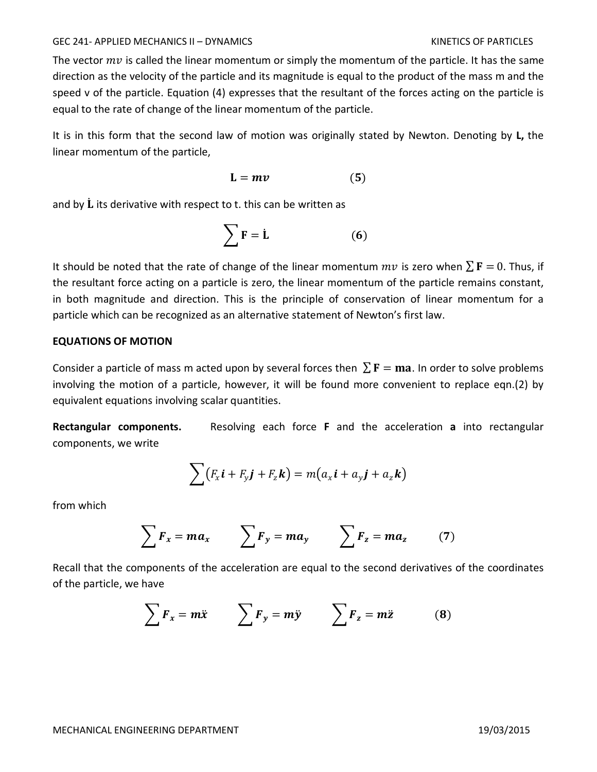The vector $mv$ is called the linear momentum or simply the momentum of the particle. It has the same direction as the velocity of the particle and its magnitude is equal to the product of the mass m and the speed v of the particle. Equation (4) expresses that the resultant of the forces acting on the particle is equal to the rate of change of the linear momentum of the particle.

It is in this form that the second law of motion was originally stated by Newton. Denoting by **L,** the linear momentum of the particle,

$$\mathbf{L} = \boldsymbol{mv} \qquad (5)$$

and by $\dot{\mathbf{L}}$ its derivative with respect to t. this can be written as

$$\sum \mathbf{F} = \dot{\mathbf{L}} \qquad (6)$$

It should be noted that the rate of change of the linear momentum $mv$ is zero when $\sum \mathbf{F} = 0$. Thus, if the resultant force acting on a particle is zero, the linear momentum of the particle remains constant, in both magnitude and direction. This is the principle of conservation of linear momentum for a particle which can be recognized as an alternative statement of Newton's first law.

**EQUATIONS OF MOTION**

Consider a particle of mass m acted upon by several forces then $\sum \mathbf{F} = \mathbf{ma}$. In order to solve problems involving the motion of a particle, however, it will be found more convenient to replace eqn.(2) by equivalent equations involving scalar quantities.

**Rectangular components.** Resolving each force **F** and the acceleration **a** into rectangular components, we write

$$\sum \left(F_x \boldsymbol{i} + F_y \boldsymbol{j} + F_z \boldsymbol{k}\right) = m\left(a_x \boldsymbol{i} + a_y \boldsymbol{j} + a_z \boldsymbol{k}\right)$$

from which

$$\sum \boldsymbol{F_x} = \boldsymbol{ma_x} \qquad \sum \boldsymbol{F_y} = \boldsymbol{ma_y} \qquad \sum \boldsymbol{F_z} = \boldsymbol{ma_z} \qquad (7)$$

Recall that the components of the acceleration are equal to the second derivatives of the coordinates of the particle, we have

$$\sum \boldsymbol{F_x} = \boldsymbol{m\ddot{x}} \qquad \sum \boldsymbol{F_y} = \boldsymbol{m\ddot{y}} \qquad \sum \boldsymbol{F_z} = \boldsymbol{m\ddot{z}} \qquad (8)$$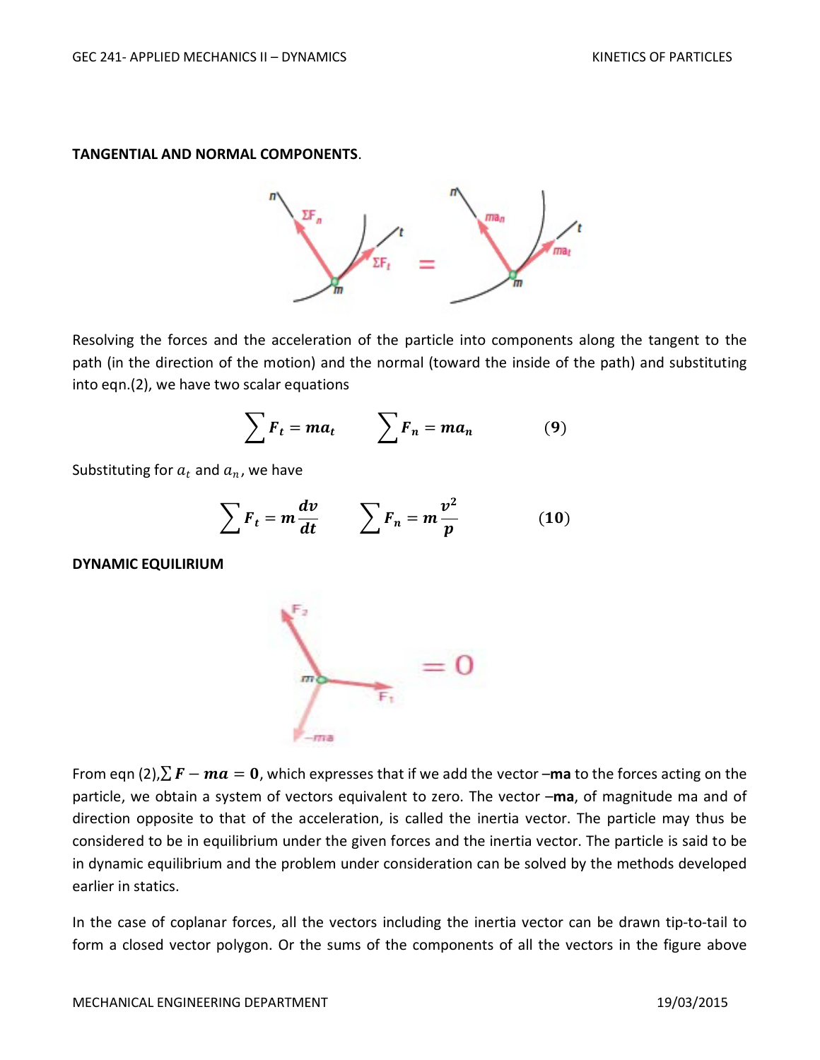**TANGENTIAL AND NORMAL COMPONENTS**.

Resolving the forces and the acceleration of the particle into components along the tangent to the path (in the direction of the motion) and the normal (toward the inside of the path) and substituting into eqn.(2), we have two scalar equations

$$\sum F_t = ma_t \qquad \sum F_n = ma_n \qquad (9)$$

Substituting for $a_t$ and $a_n$, we have

$$\sum F_t = m\frac{dv}{dt} \qquad \sum F_n = m\frac{v^2}{p} \qquad (10)$$

**DYNAMIC EQUILIRIUM**

From eqn (2), $\sum \boldsymbol{F} - \boldsymbol{ma} = \mathbf{0}$, which expresses that if we add the vector –**ma** to the forces acting on the particle, we obtain a system of vectors equivalent to zero. The vector –**ma**, of magnitude ma and of direction opposite to that of the acceleration, is called the inertia vector. The particle may thus be considered to be in equilibrium under the given forces and the inertia vector. The particle is said to be in dynamic equilibrium and the problem under consideration can be solved by the methods developed earlier in statics.

In the case of coplanar forces, all the vectors including the inertia vector can be drawn tip-to-tail to form a closed vector polygon. Or the sums of the components of all the vectors in the figure above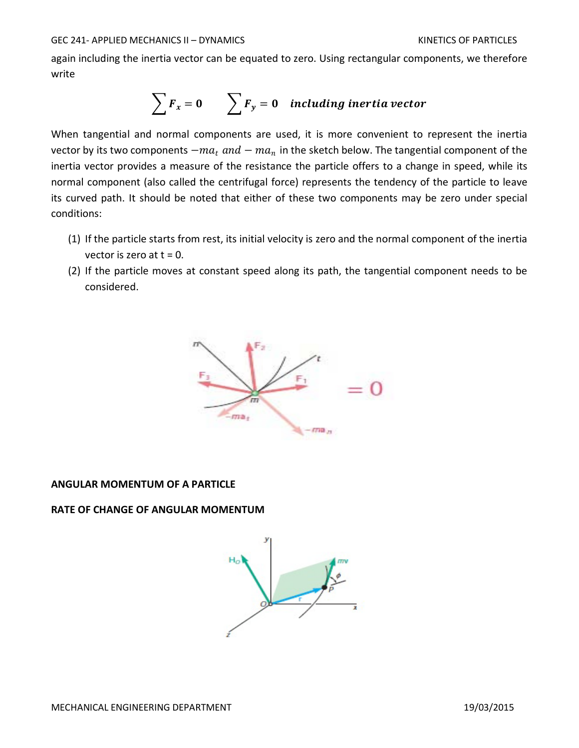again including the inertia vector can be equated to zero. Using rectangular components, we therefore write

$$\sum F_x = 0 \qquad \sum F_y = 0 \quad \textit{including inertia vector}$$

When tangential and normal components are used, it is more convenient to represent the inertia vector by its two components $-ma_t$ *and* $-ma_n$ in the sketch below. The tangential component of the inertia vector provides a measure of the resistance the particle offers to a change in speed, while its normal component (also called the centrifugal force) represents the tendency of the particle to leave its curved path. It should be noted that either of these two components may be zero under special conditions:

(1) If the particle starts from rest, its initial velocity is zero and the normal component of the inertia vector is zero at t = 0.
(2) If the particle moves at constant speed along its path, the tangential component needs to be considered.

**ANGULAR MOMENTUM OF A PARTICLE**

**RATE OF CHANGE OF ANGULAR MOMENTUM**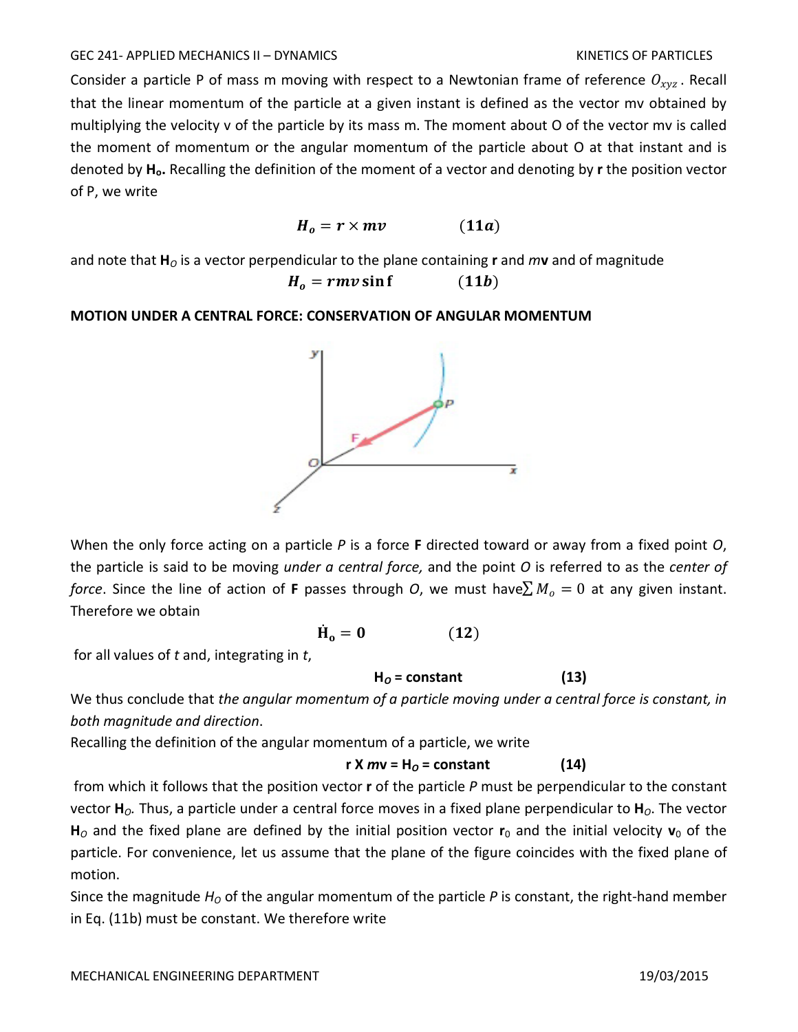Consider a particle P of mass m moving with respect to a Newtonian frame of reference $O_{xyz}$. Recall that the linear momentum of the particle at a given instant is defined as the vector mv obtained by multiplying the velocity v of the particle by its mass m. The moment about O of the vector mv is called the moment of momentum or the angular momentum of the particle about O at that instant and is denoted by $\mathbf{H_o}$. Recalling the definition of the moment of a vector and denoting by **r** the position vector of P, we write

$$\boldsymbol{H_o} = \boldsymbol{r} \times \boldsymbol{mv} \qquad (\mathbf{11a})$$

and note that $\mathbf{H}_O$ is a vector perpendicular to the plane containing **r** and $m\mathbf{v}$ and of magnitude

$$\boldsymbol{H_o} = \boldsymbol{rmv}\sin\mathbf{f} \qquad (\mathbf{11b})$$

**MOTION UNDER A CENTRAL FORCE: CONSERVATION OF ANGULAR MOMENTUM**

When the only force acting on a particle *P* is a force **F** directed toward or away from a fixed point *O*, the particle is said to be moving *under a central force,* and the point *O* is referred to as the *center of force*. Since the line of action of **F** passes through *O*, we must have $\sum M_o = 0$ at any given instant. Therefore we obtain

$$\dot{\mathbf{H}}_{\mathbf{o}} = \mathbf{0} \qquad (\mathbf{12})$$

for all values of *t* and, integrating in *t*,

$$\mathbf{H}_O = \text{constant} \qquad (\mathbf{13})$$

We thus conclude that *the angular momentum of a particle moving under a central force is constant, in both magnitude and direction*.

Recalling the definition of the angular momentum of a particle, we write

$$\mathbf{r} \times m\mathbf{v} = \mathbf{H}_O = \text{constant} \qquad (\mathbf{14})$$

from which it follows that the position vector **r** of the particle *P* must be perpendicular to the constant vector $\mathbf{H}_O$. Thus, a particle under a central force moves in a fixed plane perpendicular to $\mathbf{H}_O$. The vector $\mathbf{H}_O$ and the fixed plane are defined by the initial position vector $\mathbf{r}_0$ and the initial velocity $\mathbf{v}_0$ of the particle. For convenience, let us assume that the plane of the figure coincides with the fixed plane of motion.

Since the magnitude $H_O$ of the angular momentum of the particle *P* is constant, the right-hand member in Eq. (11b) must be constant. We therefore write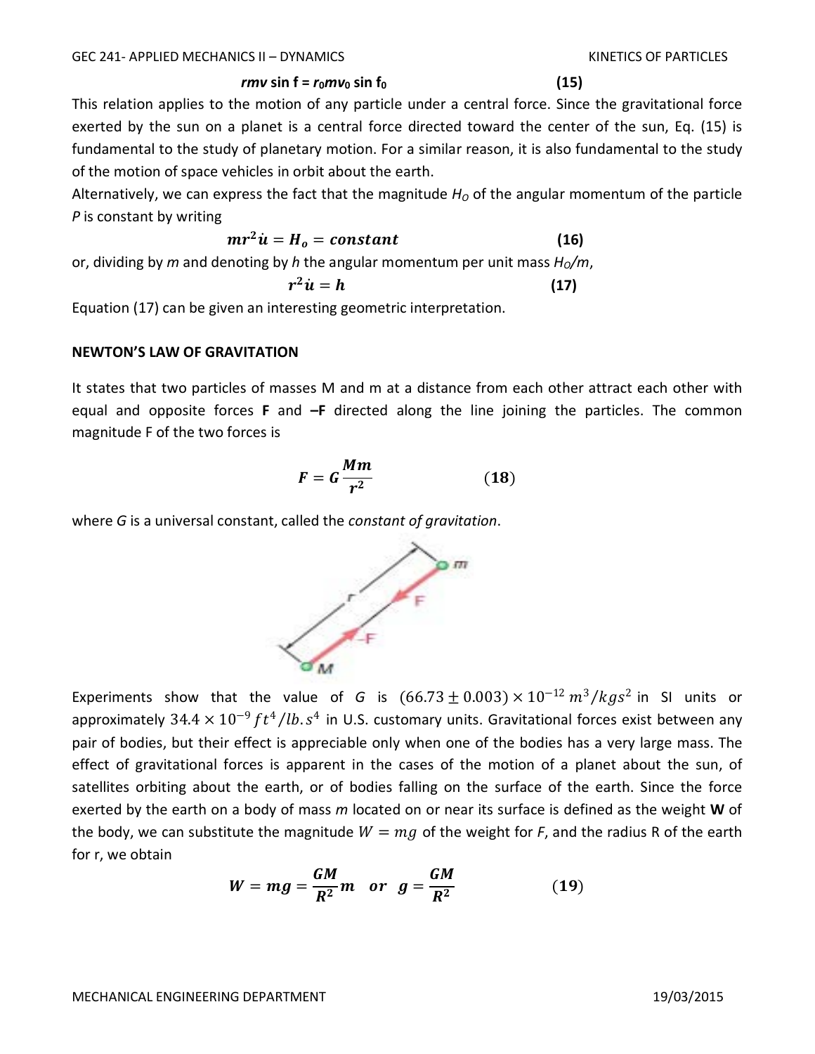$$rmv \sin f = r_0 m v_0 \sin f_0 \qquad (15)$$

This relation applies to the motion of any particle under a central force. Since the gravitational force exerted by the sun on a planet is a central force directed toward the center of the sun, Eq. (15) is fundamental to the study of planetary motion. For a similar reason, it is also fundamental to the study of the motion of space vehicles in orbit about the earth.

Alternatively, we can express the fact that the magnitude $H_O$ of the angular momentum of the particle $P$ is constant by writing

$$mr^2\dot{u} = H_o = constant \qquad (16)$$

or, dividing by $m$ and denoting by $h$ the angular momentum per unit mass $H_O/m$,

$$r^2\dot{u} = h \qquad (17)$$

Equation (17) can be given an interesting geometric interpretation.

## NEWTON'S LAW OF GRAVITATION

It states that two particles of masses M and m at a distance from each other attract each other with equal and opposite forces **F** and **–F** directed along the line joining the particles. The common magnitude F of the two forces is

$$F = G\frac{Mm}{r^2} \qquad (18)$$

where $G$ is a universal constant, called the *constant of gravitation*.

Experiments show that the value of $G$ is $(66.73 \pm 0.003) \times 10^{-12}\, m^3/kgs^2$ in SI units or approximately $34.4 \times 10^{-9}\, ft^4/lb.s^4$ in U.S. customary units. Gravitational forces exist between any pair of bodies, but their effect is appreciable only when one of the bodies has a very large mass. The effect of gravitational forces is apparent in the cases of the motion of a planet about the sun, of satellites orbiting about the earth, or of bodies falling on the surface of the earth. Since the force exerted by the earth on a body of mass $m$ located on or near its surface is defined as the weight **W** of the body, we can substitute the magnitude $W = mg$ of the weight for $F$, and the radius R of the earth for r, we obtain

$$W = mg = \frac{GM}{R^2}m \quad or \quad g = \frac{GM}{R^2} \qquad (19)$$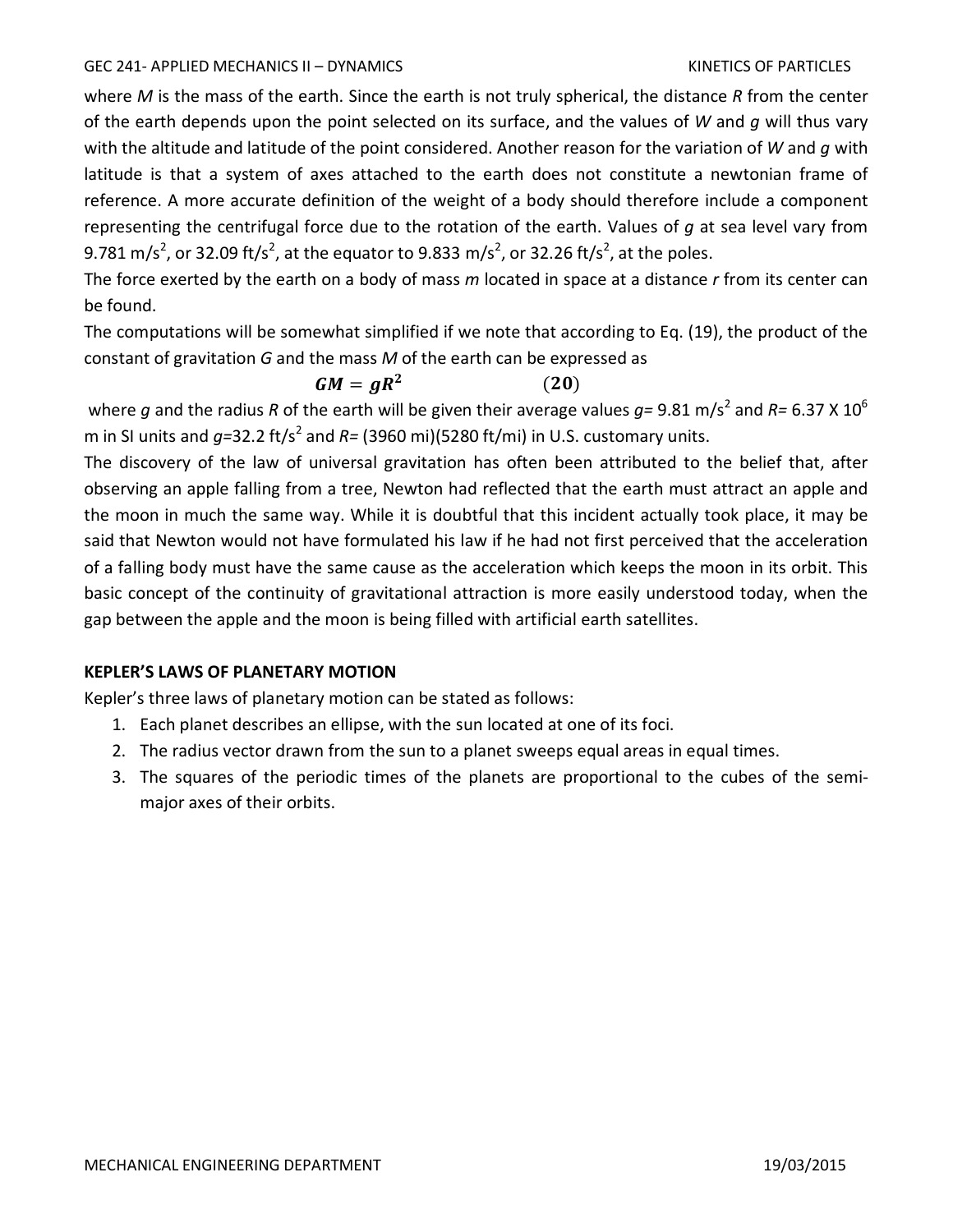where $M$ is the mass of the earth. Since the earth is not truly spherical, the distance $R$ from the center of the earth depends upon the point selected on its surface, and the values of $W$ and $g$ will thus vary with the altitude and latitude of the point considered. Another reason for the variation of $W$ and $g$ with latitude is that a system of axes attached to the earth does not constitute a newtonian frame of reference. A more accurate definition of the weight of a body should therefore include a component representing the centrifugal force due to the rotation of the earth. Values of $g$ at sea level vary from $9.781\ m/s^2$, or $32.09\ ft/s^2$, at the equator to $9.833\ m/s^2$, or $32.26\ ft/s^2$, at the poles.

The force exerted by the earth on a body of mass $m$ located in space at a distance $r$ from its center can be found.

The computations will be somewhat simplified if we note that according to Eq. (19), the product of the constant of gravitation $G$ and the mass $M$ of the earth can be expressed as

$$GM = gR^2 \qquad (20)$$

where $g$ and the radius $R$ of the earth will be given their average values $g = 9.81\ m/s^2$ and $R = 6.37 \times 10^6$ m in SI units and $g = 32.2\ ft/s^2$ and $R =$ (3960 mi)(5280 ft/mi) in U.S. customary units.

The discovery of the law of universal gravitation has often been attributed to the belief that, after observing an apple falling from a tree, Newton had reflected that the earth must attract an apple and the moon in much the same way. While it is doubtful that this incident actually took place, it may be said that Newton would not have formulated his law if he had not first perceived that the acceleration of a falling body must have the same cause as the acceleration which keeps the moon in its orbit. This basic concept of the continuity of gravitational attraction is more easily understood today, when the gap between the apple and the moon is being filled with artificial earth satellites.

## KEPLER'S LAWS OF PLANETARY MOTION

Kepler's three laws of planetary motion can be stated as follows:

1. Each planet describes an ellipse, with the sun located at one of its foci.
2. The radius vector drawn from the sun to a planet sweeps equal areas in equal times.
3. The squares of the periodic times of the planets are proportional to the cubes of the semi-major axes of their orbits.